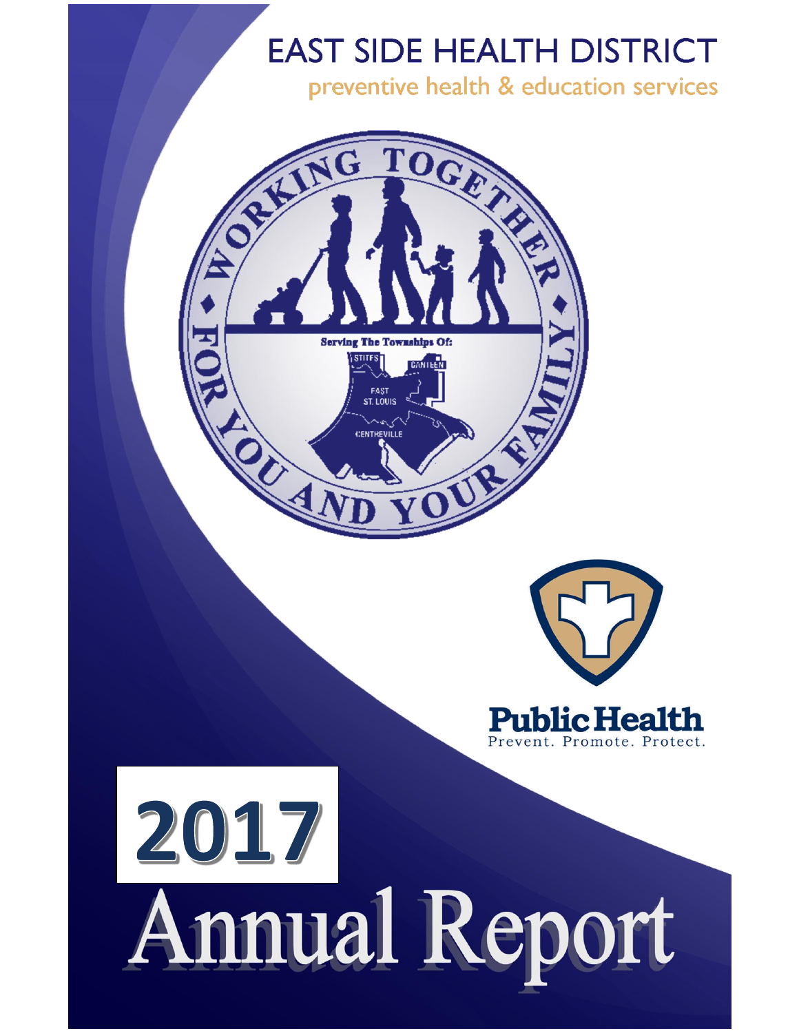# EAST SIDE HEALTH DISTRICT

preventive health & education services

WORKING TOGETHER FOR YOU AND YOUR FAMILY

Serving The Townships Of:

STITES

CANTEEN

EAST ST. LOUIS

CENTREVILLE

Public Health

Prevent. Promote. Protect.

# 2017

# Annual Report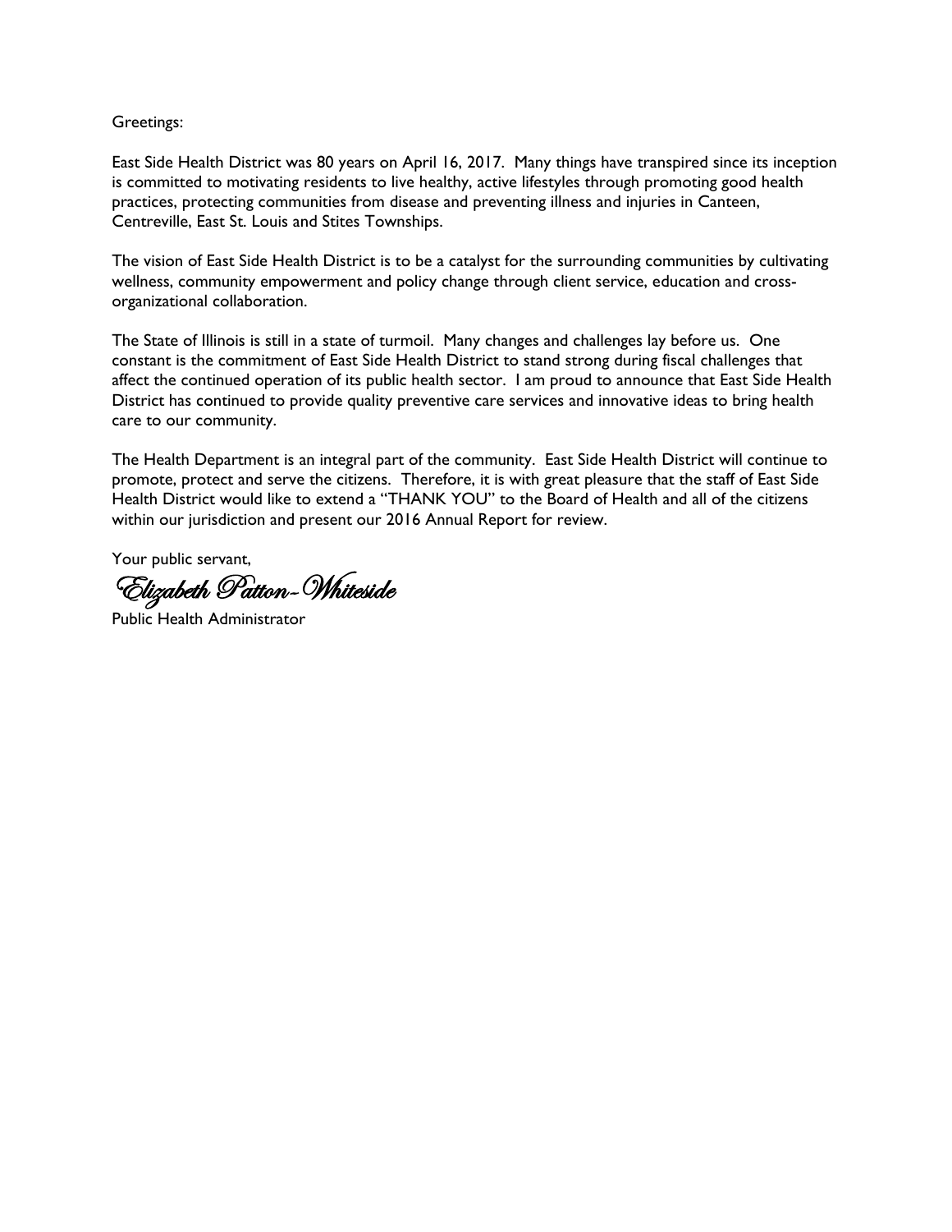Greetings:

East Side Health District was 80 years on April 16, 2017. Many things have transpired since its inception is committed to motivating residents to live healthy, active lifestyles through promoting good health practices, protecting communities from disease and preventing illness and injuries in Canteen, Centreville, East St. Louis and Stites Townships.

The vision of East Side Health District is to be a catalyst for the surrounding communities by cultivating wellness, community empowerment and policy change through client service, education and cross-organizational collaboration.

The State of Illinois is still in a state of turmoil. Many changes and challenges lay before us. One constant is the commitment of East Side Health District to stand strong during fiscal challenges that affect the continued operation of its public health sector. I am proud to announce that East Side Health District has continued to provide quality preventive care services and innovative ideas to bring health care to our community.

The Health Department is an integral part of the community. East Side Health District will continue to promote, protect and serve the citizens. Therefore, it is with great pleasure that the staff of East Side Health District would like to extend a "THANK YOU" to the Board of Health and all of the citizens within our jurisdiction and present our 2016 Annual Report for review.

Your public servant,

*Elizabeth Patton-Whiteside*

Public Health Administrator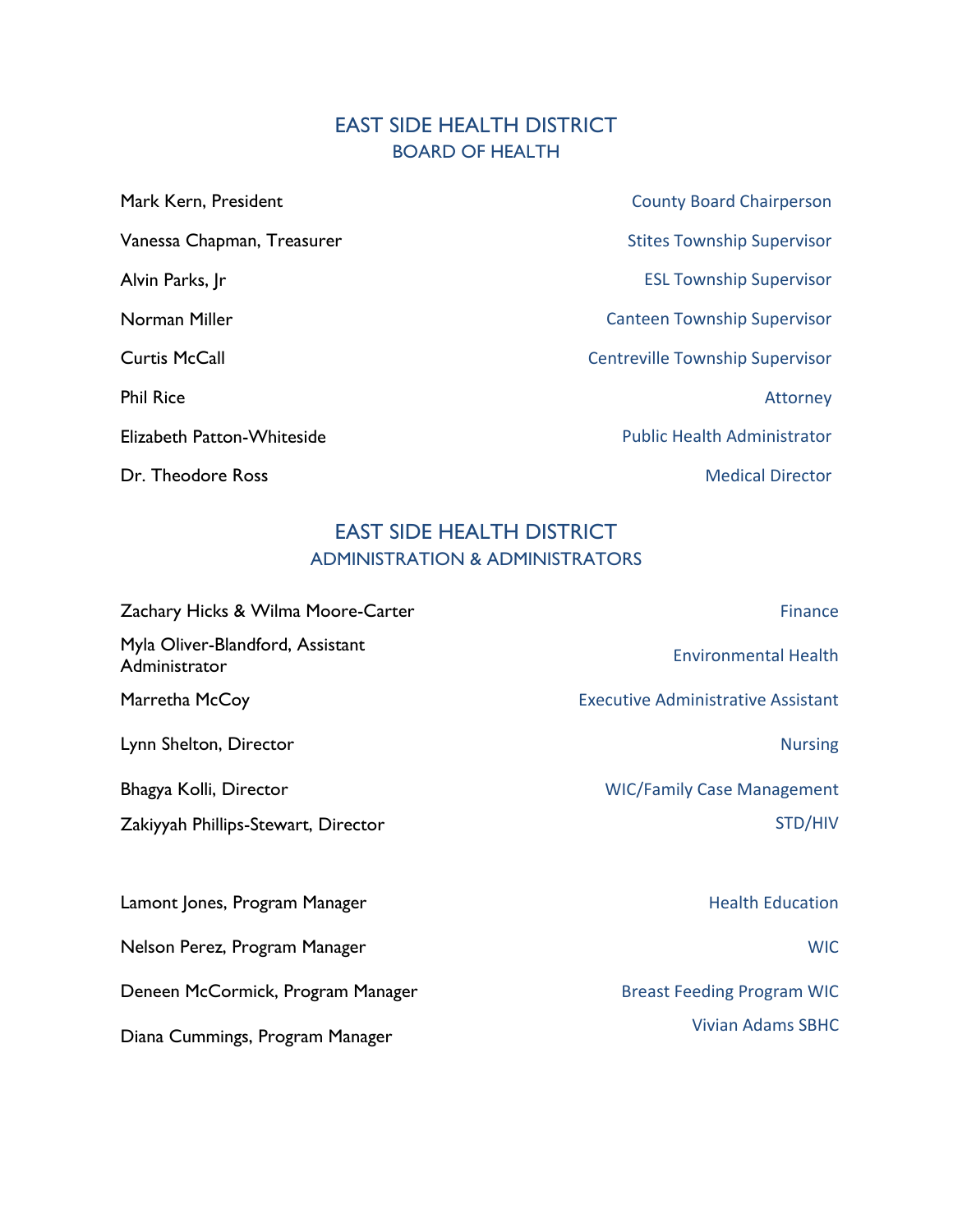# EAST SIDE HEALTH DISTRICT

## BOARD OF HEALTH

| Name | Position |
|---|---|
| Mark Kern, President | County Board Chairperson |
| Vanessa Chapman, Treasurer | Stites Township Supervisor |
| Alvin Parks, Jr | ESL Township Supervisor |
| Norman Miller | Canteen Township Supervisor |
| Curtis McCall | Centreville Township Supervisor |
| Phil Rice | Attorney |
| Elizabeth Patton-Whiteside | Public Health Administrator |
| Dr. Theodore Ross | Medical Director |

# EAST SIDE HEALTH DISTRICT

## ADMINISTRATION & ADMINISTRATORS

| Name | Department |
|---|---|
| Zachary Hicks & Wilma Moore-Carter | Finance |
| Myla Oliver-Blandford, Assistant Administrator | Environmental Health |
| Marretha McCoy | Executive Administrative Assistant |
| Lynn Shelton, Director | Nursing |
| Bhagya Kolli, Director | WIC/Family Case Management |
| Zakiyyah Phillips-Stewart, Director | STD/HIV |
| Lamont Jones, Program Manager | Health Education |
| Nelson Perez, Program Manager | WIC |
| Deneen McCormick, Program Manager | Breast Feeding Program WIC |
| Diana Cummings, Program Manager | Vivian Adams SBHC |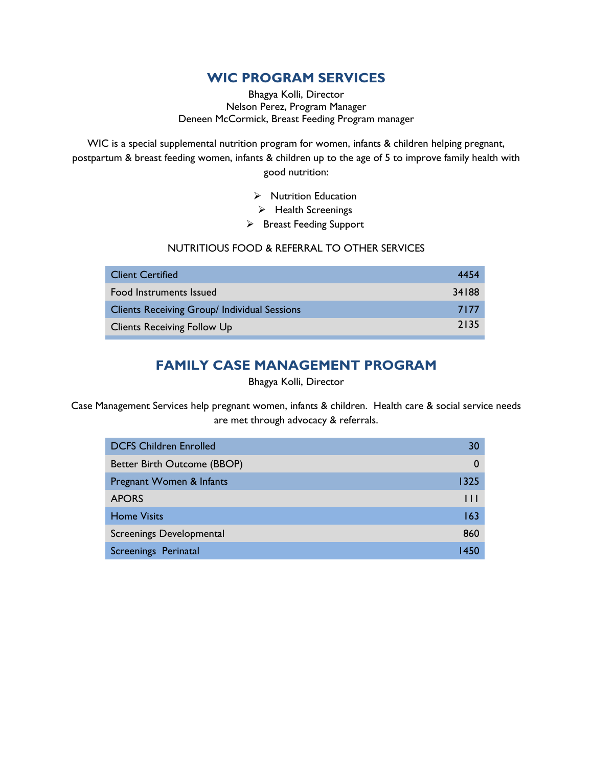## WIC PROGRAM SERVICES

Bhagya Kolli, Director
Nelson Perez, Program Manager
Deneen McCormick, Breast Feeding Program manager

WIC is a special supplemental nutrition program for women, infants & children helping pregnant, postpartum & breast feeding women, infants & children up to the age of 5 to improve family health with good nutrition:

- Nutrition Education
- Health Screenings
- Breast Feeding Support

NUTRITIOUS FOOD & REFERRAL TO OTHER SERVICES

| | |
|---|---|
| Client Certified | 4454 |
| Food Instruments Issued | 34188 |
| Clients Receiving Group/ Individual Sessions | 7177 |
| Clients Receiving Follow Up | 2135 |

## FAMILY CASE MANAGEMENT PROGRAM

Bhagya Kolli, Director

Case Management Services help pregnant women, infants & children. Health care & social service needs are met through advocacy & referrals.

| | |
|---|---|
| DCFS Children Enrolled | 30 |
| Better Birth Outcome (BBOP) | 0 |
| Pregnant Women & Infants | 1325 |
| APORS | 111 |
| Home Visits | 163 |
| Screenings Developmental | 860 |
| Screenings Perinatal | 1450 |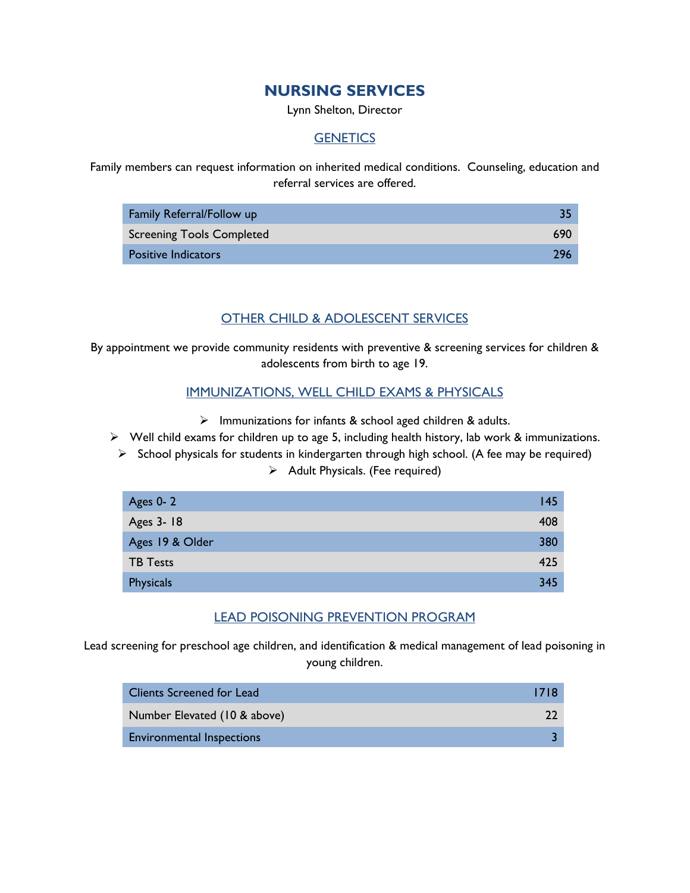# NURSING SERVICES

Lynn Shelton, Director

## GENETICS

Family members can request information on inherited medical conditions. Counseling, education and referral services are offered.

| | |
|---|---|
| Family Referral/Follow up | 35 |
| Screening Tools Completed | 690 |
| Positive Indicators | 296 |

## OTHER CHILD & ADOLESCENT SERVICES

By appointment we provide community residents with preventive & screening services for children & adolescents from birth to age 19.

## IMMUNIZATIONS, WELL CHILD EXAMS & PHYSICALS

- Immunizations for infants & school aged children & adults.
- Well child exams for children up to age 5, including health history, lab work & immunizations.
- School physicals for students in kindergarten through high school. (A fee may be required)
- Adult Physicals. (Fee required)

| | |
|---|---|
| Ages 0- 2 | 145 |
| Ages 3- 18 | 408 |
| Ages 19 & Older | 380 |
| TB Tests | 425 |
| Physicals | 345 |

## LEAD POISONING PREVENTION PROGRAM

Lead screening for preschool age children, and identification & medical management of lead poisoning in young children.

| | |
|---|---|
| Clients Screened for Lead | 1718 |
| Number Elevated (10 & above) | 22 |
| Environmental Inspections | 3 |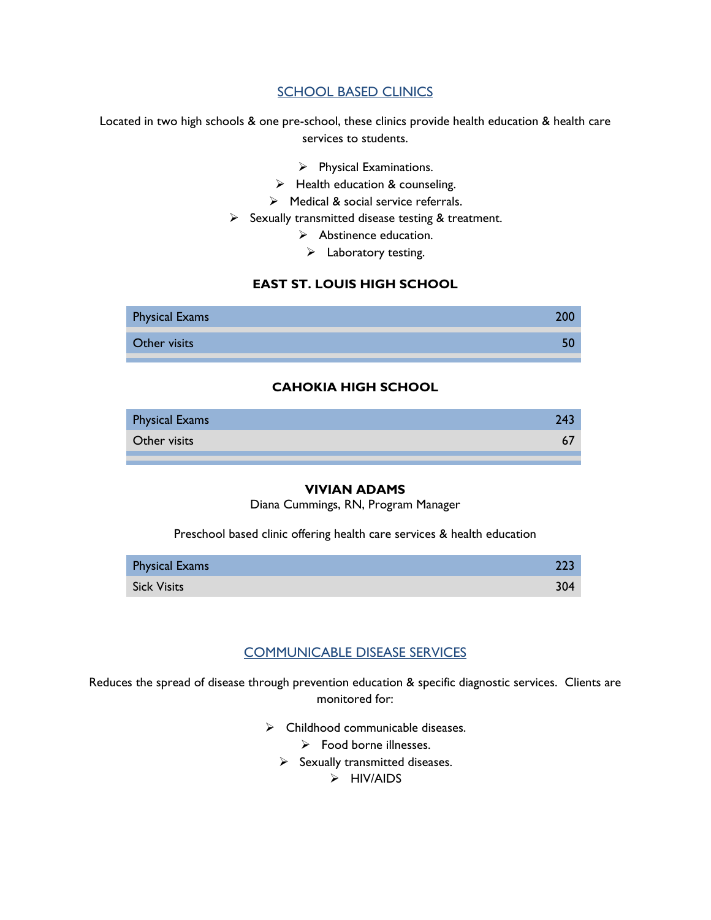## SCHOOL BASED CLINICS

Located in two high schools & one pre-school, these clinics provide health education & health care services to students.

- Physical Examinations.
- Health education & counseling.
- Medical & social service referrals.
- Sexually transmitted disease testing & treatment.
- Abstinence education.
- Laboratory testing.

### EAST ST. LOUIS HIGH SCHOOL

| | |
|---|---|
| Physical Exams | 200 |
| Other visits | 50 |

### CAHOKIA HIGH SCHOOL

| | |
|---|---|
| Physical Exams | 243 |
| Other visits | 67 |

### VIVIAN ADAMS

Diana Cummings, RN, Program Manager

Preschool based clinic offering health care services & health education

| | |
|---|---|
| Physical Exams | 223 |
| Sick Visits | 304 |

## COMMUNICABLE DISEASE SERVICES

Reduces the spread of disease through prevention education & specific diagnostic services. Clients are monitored for:

- Childhood communicable diseases.
- Food borne illnesses.
- Sexually transmitted diseases.
- HIV/AIDS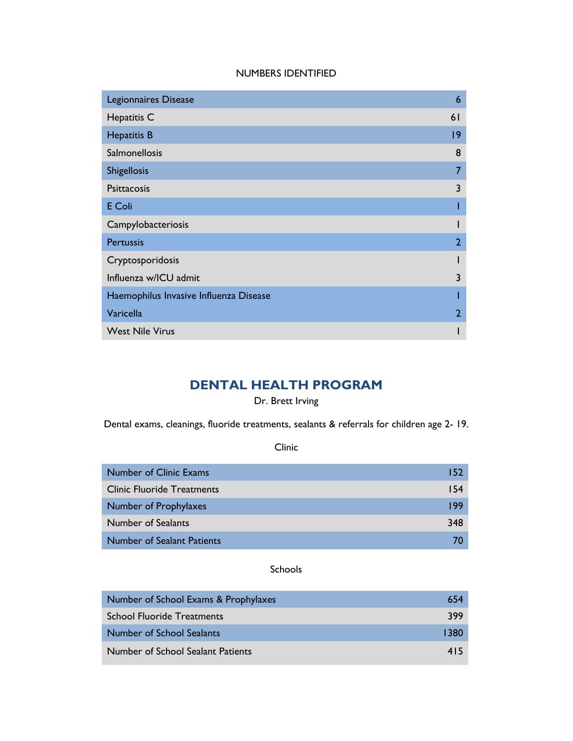NUMBERS IDENTIFIED

| Disease | Number |
| --- | --- |
| Legionnaires Disease | 6 |
| Hepatitis C | 61 |
| Hepatitis B | 19 |
| Salmonellosis | 8 |
| Shigellosis | 7 |
| Psittacosis | 3 |
| E Coli | 1 |
| Campylobacteriosis | 1 |
| Pertussis | 2 |
| Cryptosporidosis | 1 |
| Influenza w/ICU admit | 3 |
| Haemophilus Invasive Influenza Disease | 1 |
| Varicella | 2 |
| West Nile Virus | 1 |

## DENTAL HEALTH PROGRAM

Dr. Brett Irving

Dental exams, cleanings, fluoride treatments, sealants & referrals for children age 2- 19.

Clinic

| Item | Number |
| --- | --- |
| Number of Clinic Exams | 152 |
| Clinic Fluoride Treatments | 154 |
| Number of Prophylaxes | 199 |
| Number of Sealants | 348 |
| Number of Sealant Patients | 70 |

Schools

| Item | Number |
| --- | --- |
| Number of School Exams & Prophylaxes | 654 |
| School Fluoride Treatments | 399 |
| Number of School Sealants | 1380 |
| Number of School Sealant Patients | 415 |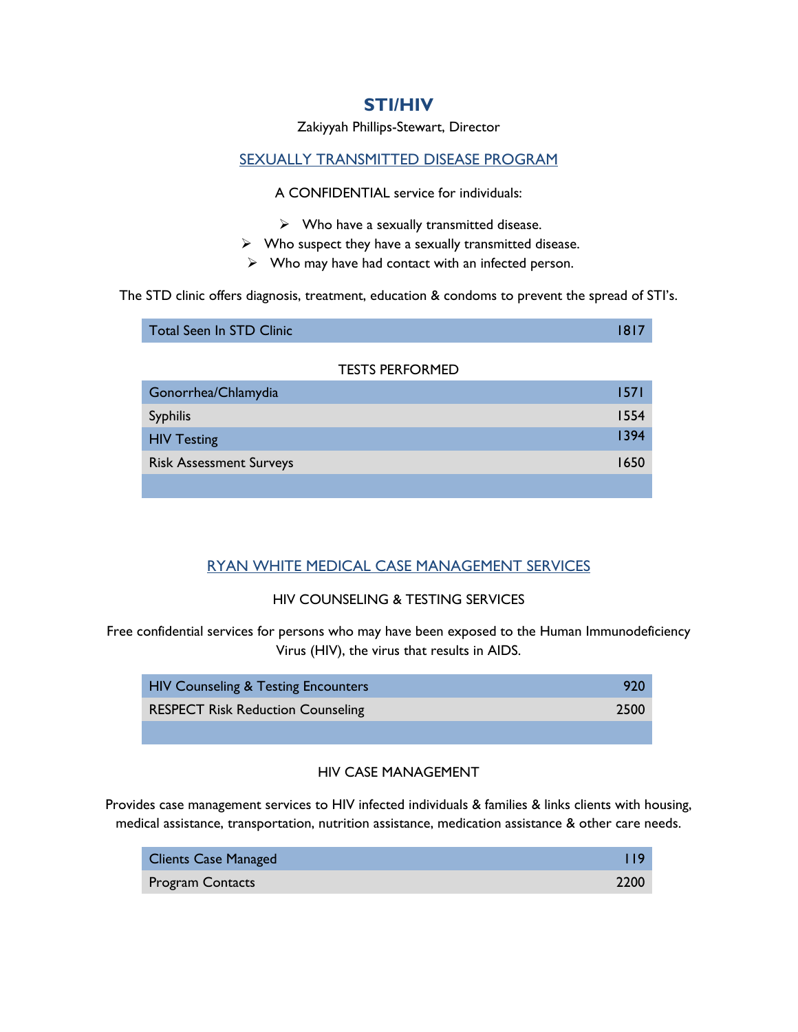# STI/HIV

Zakiyyah Phillips-Stewart, Director

## SEXUALLY TRANSMITTED DISEASE PROGRAM

A CONFIDENTIAL service for individuals:

- Who have a sexually transmitted disease.
- Who suspect they have a sexually transmitted disease.
- Who may have had contact with an infected person.

The STD clinic offers diagnosis, treatment, education & condoms to prevent the spread of STI's.

| Total Seen In STD Clinic | 1817 |
|---|---|

TESTS PERFORMED

| Gonorrhea/Chlamydia | 1571 |
|---|---|
| Syphilis | 1554 |
| HIV Testing | 1394 |
| Risk Assessment Surveys | 1650 |
| | |

## RYAN WHITE MEDICAL CASE MANAGEMENT SERVICES

### HIV COUNSELING & TESTING SERVICES

Free confidential services for persons who may have been exposed to the Human Immunodeficiency Virus (HIV), the virus that results in AIDS.

| HIV Counseling & Testing Encounters | 920 |
|---|---|
| RESPECT Risk Reduction Counseling | 2500 |
| | |

### HIV CASE MANAGEMENT

Provides case management services to HIV infected individuals & families & links clients with housing, medical assistance, transportation, nutrition assistance, medication assistance & other care needs.

| Clients Case Managed | 119 |
|---|---|
| Program Contacts | 2200 |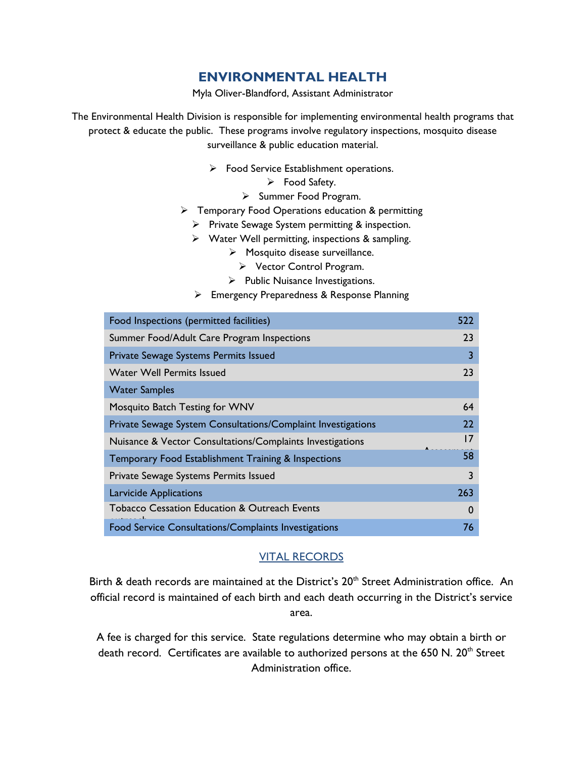# ENVIRONMENTAL HEALTH

Myla Oliver-Blandford, Assistant Administrator

The Environmental Health Division is responsible for implementing environmental health programs that protect & educate the public. These programs involve regulatory inspections, mosquito disease surveillance & public education material.

- Food Service Establishment operations.
- Food Safety.
- Summer Food Program.
- Temporary Food Operations education & permitting
- Private Sewage System permitting & inspection.
- Water Well permitting, inspections & sampling.
- Mosquito disease surveillance.
- Vector Control Program.
- Public Nuisance Investigations.
- Emergency Preparedness & Response Planning

| | |
|---|---|
| Food Inspections (permitted facilities) | 522 |
| Summer Food/Adult Care Program Inspections | 23 |
| Private Sewage Systems Permits Issued | 3 |
| Water Well Permits Issued | 23 |
| Water Samples | |
| Mosquito Batch Testing for WNV | 64 |
| Private Sewage System Consultations/Complaint Investigations | 22 |
| Nuisance & Vector Consultations/Complaints Investigations | 17 |
| Temporary Food Establishment Training & Inspections | 58 |
| Private Sewage Systems Permits Issued | 3 |
| Larvicide Applications | 263 |
| Tobacco Cessation Education & Outreach Events | 0 |
| Food Service Consultations/Complaints Investigations | 76 |

## VITAL RECORDS

Birth & death records are maintained at the District's 20th Street Administration office. An official record is maintained of each birth and each death occurring in the District's service area.

A fee is charged for this service. State regulations determine who may obtain a birth or death record. Certificates are available to authorized persons at the 650 N. 20th Street Administration office.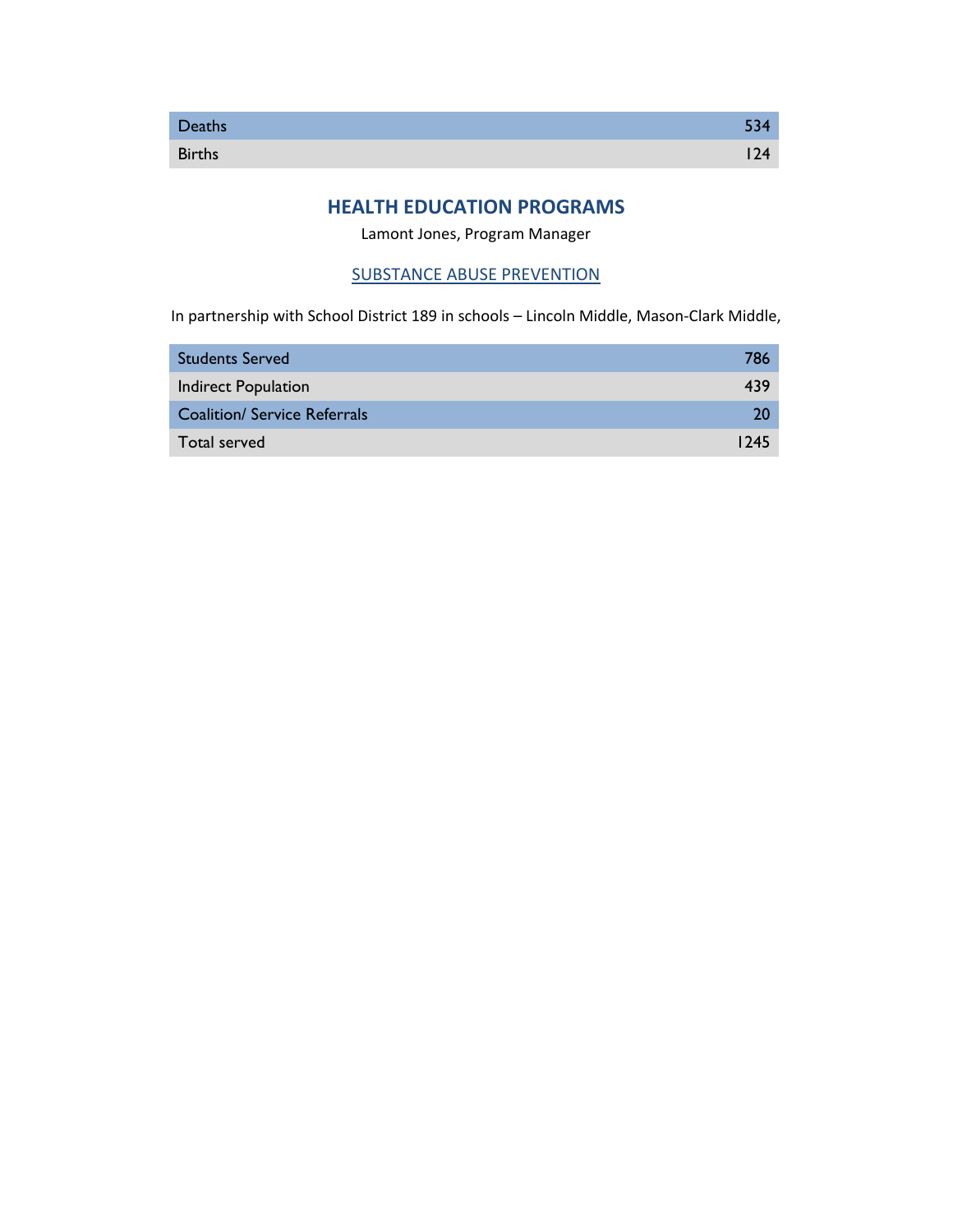| Deaths | 534 |
| --- | --- |
| Births | 124 |

## HEALTH EDUCATION PROGRAMS

Lamont Jones, Program Manager

### SUBSTANCE ABUSE PREVENTION

In partnership with School District 189 in schools – Lincoln Middle, Mason-Clark Middle,

| Students Served | 786 |
| --- | --- |
| Indirect Population | 439 |
| Coalition/ Service Referrals | 20 |
| Total served | 1245 |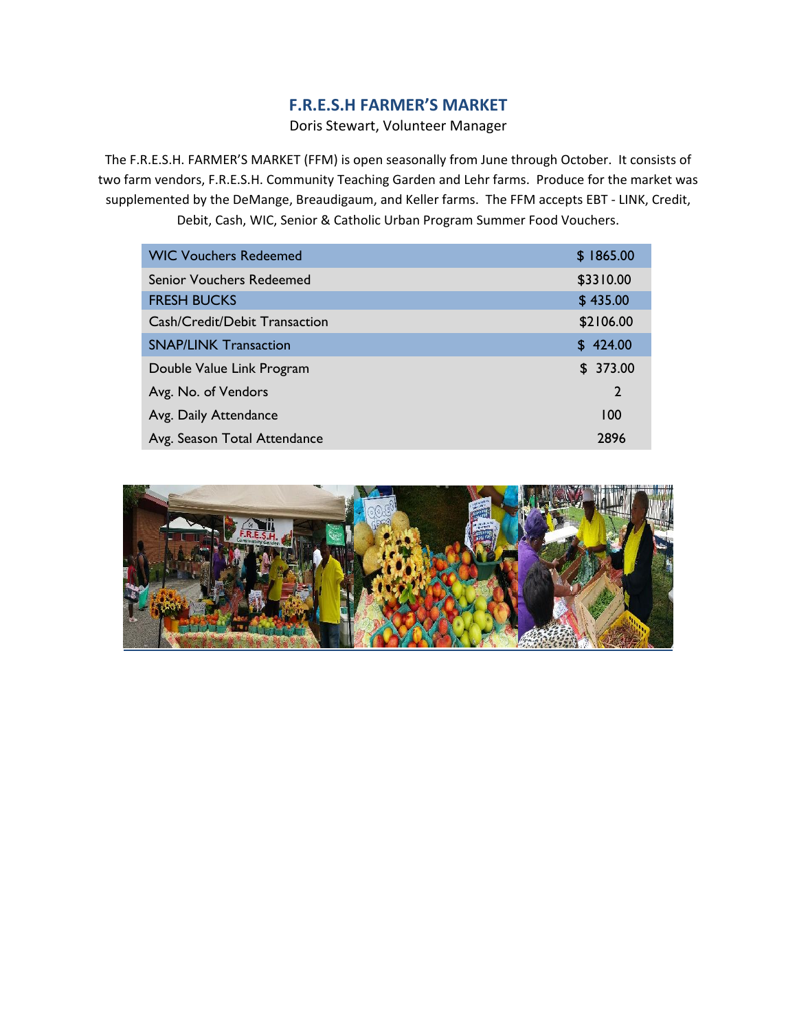## F.R.E.S.H FARMER'S MARKET

Doris Stewart, Volunteer Manager

The F.R.E.S.H. FARMER'S MARKET (FFM) is open seasonally from June through October. It consists of two farm vendors, F.R.E.S.H. Community Teaching Garden and Lehr farms. Produce for the market was supplemented by the DeMange, Breaudigaum, and Keller farms. The FFM accepts EBT - LINK, Credit, Debit, Cash, WIC, Senior & Catholic Urban Program Summer Food Vouchers.

| | |
|---|---|
| WIC Vouchers Redeemed | $ 1865.00 |
| Senior Vouchers Redeemed | $3310.00 |
| FRESH BUCKS | $ 435.00 |
| Cash/Credit/Debit Transaction | $2106.00 |
| SNAP/LINK Transaction | $ 424.00 |
| Double Value Link Program | $ 373.00 |
| Avg. No. of Vendors | 2 |
| Avg. Daily Attendance | 100 |
| Avg. Season Total Attendance | 2896 |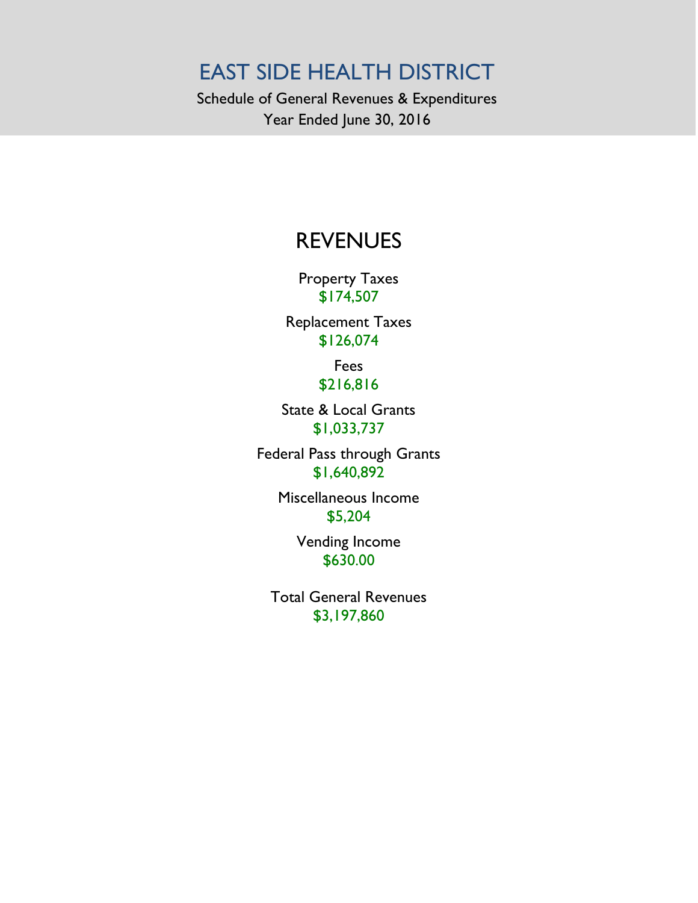# EAST SIDE HEALTH DISTRICT

Schedule of General Revenues & Expenditures

Year Ended June 30, 2016

## REVENUES

Property Taxes
$174,507

Replacement Taxes
$126,074

Fees
$216,816

State & Local Grants
$1,033,737

Federal Pass through Grants
$1,640,892

Miscellaneous Income
$5,204

Vending Income
$630.00

Total General Revenues
$3,197,860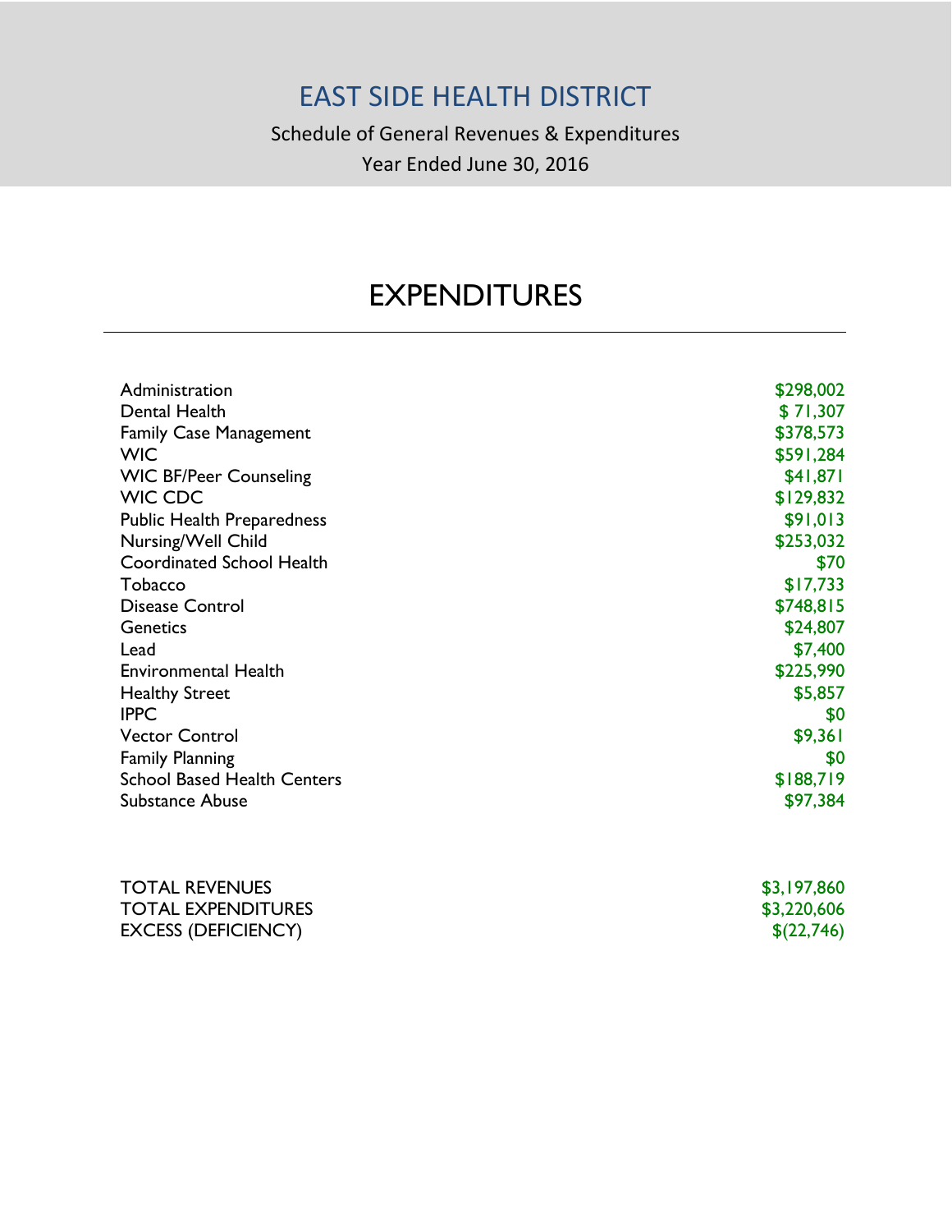# EAST SIDE HEALTH DISTRICT

Schedule of General Revenues & Expenditures

Year Ended June 30, 2016

## EXPENDITURES

| | |
|---|---|
| Administration | $298,002 |
| Dental Health | $ 71,307 |
| Family Case Management | $378,573 |
| WIC | $591,284 |
| WIC BF/Peer Counseling | $41,871 |
| WIC CDC | $129,832 |
| Public Health Preparedness | $91,013 |
| Nursing/Well Child | $253,032 |
| Coordinated School Health | $70 |
| Tobacco | $17,733 |
| Disease Control | $748,815 |
| Genetics | $24,807 |
| Lead | $7,400 |
| Environmental Health | $225,990 |
| Healthy Street | $5,857 |
| IPPC | $0 |
| Vector Control | $9,361 |
| Family Planning | $0 |
| School Based Health Centers | $188,719 |
| Substance Abuse | $97,384 |

| | |
|---|---|
| TOTAL REVENUES | $3,197,860 |
| TOTAL EXPENDITURES | $3,220,606 |
| EXCESS (DEFICIENCY) | $(22,746) |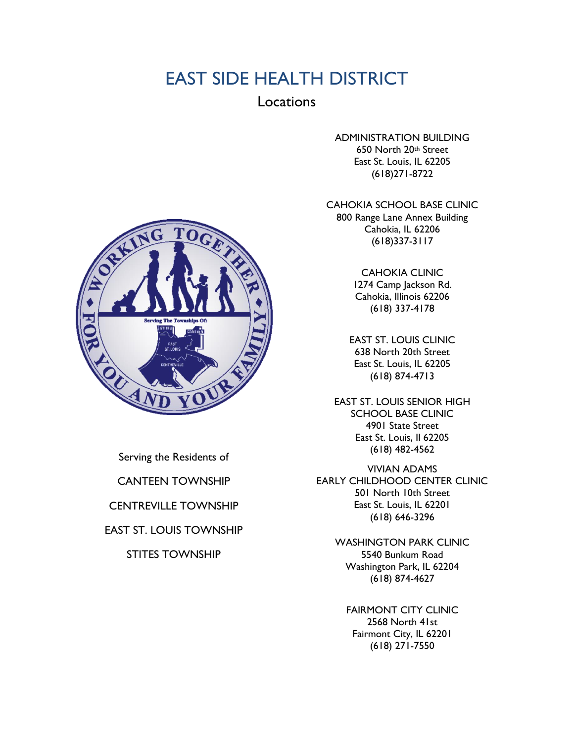# EAST SIDE HEALTH DISTRICT

## Locations

ADMINISTRATION BUILDING
650 North 20th Street
East St. Louis, IL 62205
(618)271-8722

CAHOKIA SCHOOL BASE CLINIC
800 Range Lane Annex Building
Cahokia, IL 62206
(618)337-3117

CAHOKIA CLINIC
1274 Camp Jackson Rd.
Cahokia, Illinois 62206
(618) 337-4178

EAST ST. LOUIS CLINIC
638 North 20th Street
East St. Louis, IL 62205
(618) 874-4713

EAST ST. LOUIS SENIOR HIGH SCHOOL BASE CLINIC
4901 State Street
East St. Louis, Il 62205
(618) 482-4562

VIVIAN ADAMS EARLY CHILDHOOD CENTER CLINIC
501 North 10th Street
East St. Louis, IL 62201
(618) 646-3296

WASHINGTON PARK CLINIC
5540 Bunkum Road
Washington Park, IL 62204
(618) 874-4627

FAIRMONT CITY CLINIC
2568 North 41st
Fairmont City, IL 62201
(618) 271-7550

WORKING TOGETHER FOR YOU AND YOUR FAMILY

Serving The Townships Of:

Serving the Residents of

CANTEEN TOWNSHIP

CENTREVILLE TOWNSHIP

EAST ST. LOUIS TOWNSHIP

STITES TOWNSHIP